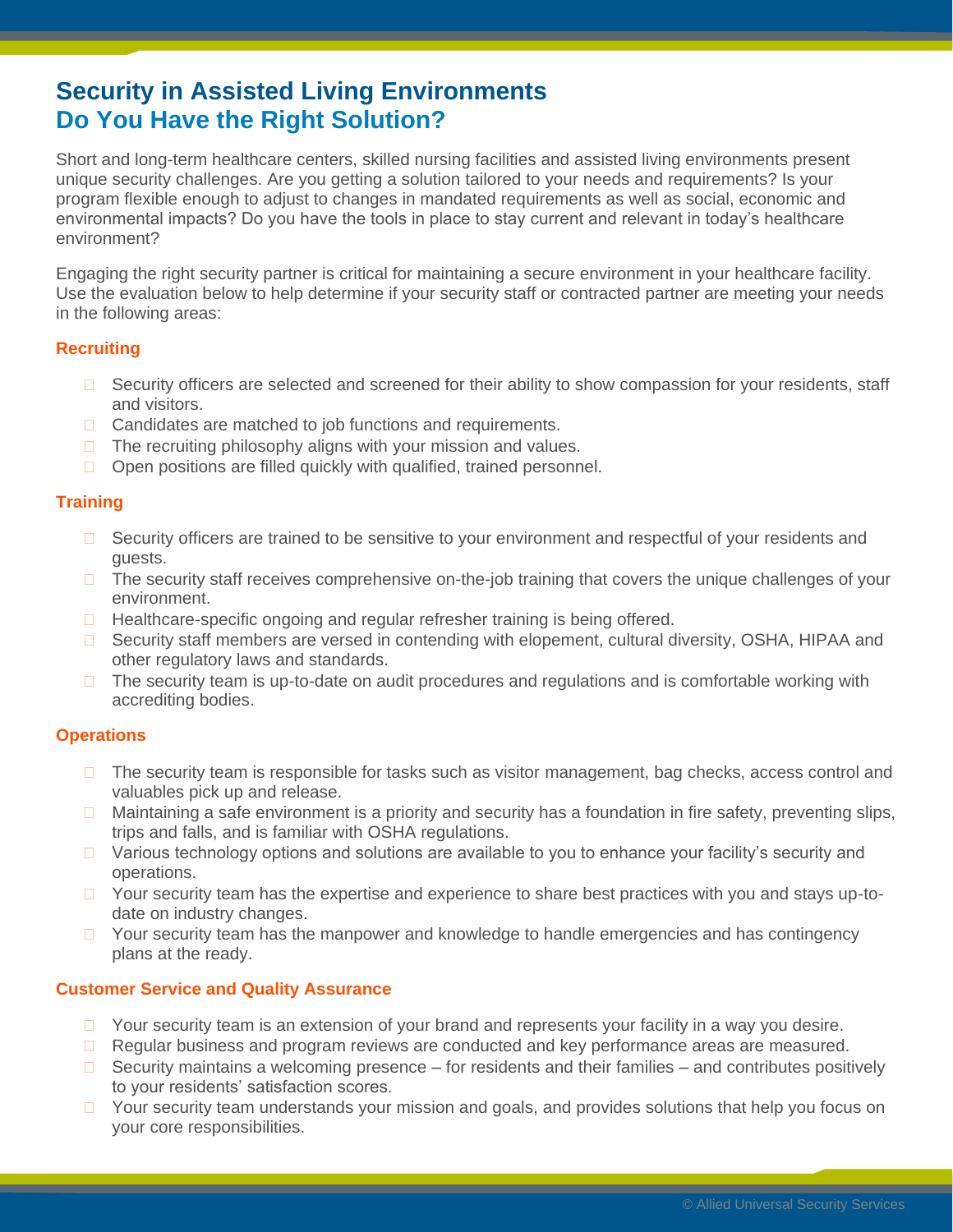# Security in Assisted Living Environments
## Do You Have the Right Solution?

Short and long-term healthcare centers, skilled nursing facilities and assisted living environments present unique security challenges. Are you getting a solution tailored to your needs and requirements? Is your program flexible enough to adjust to changes in mandated requirements as well as social, economic and environmental impacts? Do you have the tools in place to stay current and relevant in today's healthcare environment?

Engaging the right security partner is critical for maintaining a secure environment in your healthcare facility. Use the evaluation below to help determine if your security staff or contracted partner are meeting your needs in the following areas:

### Recruiting

- ☐ Security officers are selected and screened for their ability to show compassion for your residents, staff and visitors.
- ☐ Candidates are matched to job functions and requirements.
- ☐ The recruiting philosophy aligns with your mission and values.
- ☐ Open positions are filled quickly with qualified, trained personnel.

### Training

- ☐ Security officers are trained to be sensitive to your environment and respectful of your residents and guests.
- ☐ The security staff receives comprehensive on-the-job training that covers the unique challenges of your environment.
- ☐ Healthcare-specific ongoing and regular refresher training is being offered.
- ☐ Security staff members are versed in contending with elopement, cultural diversity, OSHA, HIPAA and other regulatory laws and standards.
- ☐ The security team is up-to-date on audit procedures and regulations and is comfortable working with accrediting bodies.

### Operations

- ☐ The security team is responsible for tasks such as visitor management, bag checks, access control and valuables pick up and release.
- ☐ Maintaining a safe environment is a priority and security has a foundation in fire safety, preventing slips, trips and falls, and is familiar with OSHA regulations.
- ☐ Various technology options and solutions are available to you to enhance your facility's security and operations.
- ☐ Your security team has the expertise and experience to share best practices with you and stays up-to-date on industry changes.
- ☐ Your security team has the manpower and knowledge to handle emergencies and has contingency plans at the ready.

### Customer Service and Quality Assurance

- ☐ Your security team is an extension of your brand and represents your facility in a way you desire.
- ☐ Regular business and program reviews are conducted and key performance areas are measured.
- ☐ Security maintains a welcoming presence – for residents and their families – and contributes positively to your residents' satisfaction scores.
- ☐ Your security team understands your mission and goals, and provides solutions that help you focus on your core responsibilities.

© Allied Universal Security Services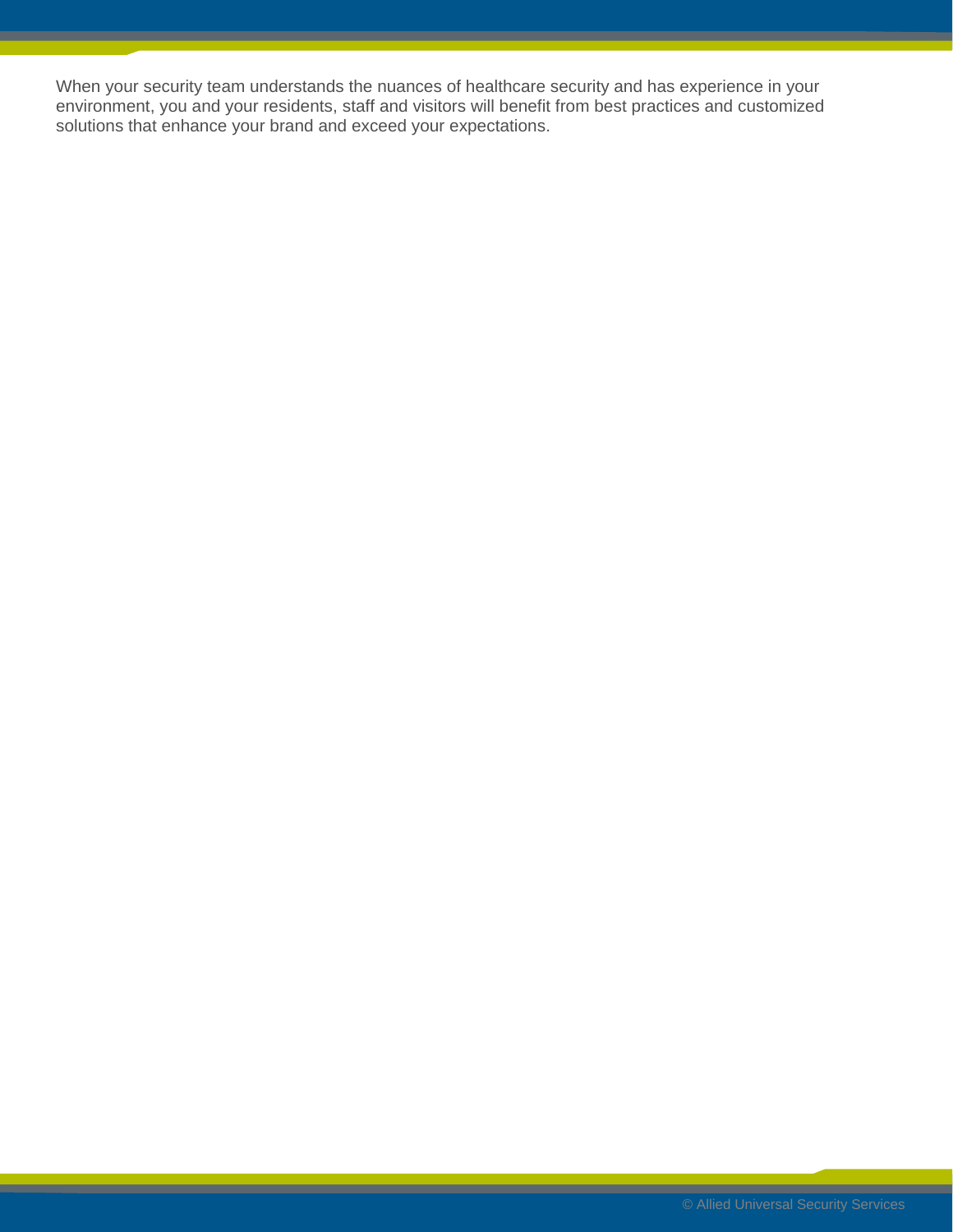When your security team understands the nuances of healthcare security and has experience in your environment, you and your residents, staff and visitors will benefit from best practices and customized solutions that enhance your brand and exceed your expectations.